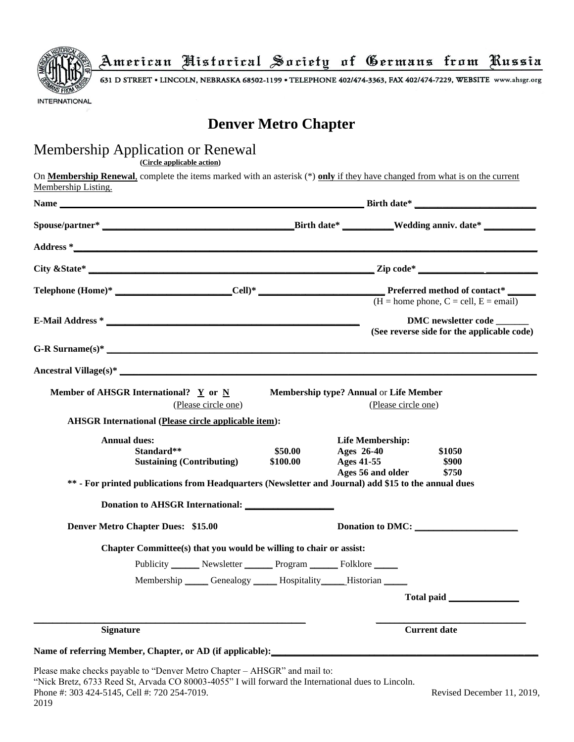American Historical Society of Germans from Russia

631 D STREET • LINCOLN, NEBRASKA 68502-1199 • TELEPHONE 402/474-3363, FAX 402/474-7229, WEBSITE www.ahsgr.org

INTERNATIONAL

# Denver Metro Chapter

## Membership Application or Renewal

**(Circle applicable action)**

On **Membership Renewal**, complete the items marked with an asterisk (*) **only** if they have changed from what is on the current Membership Listing.

**Name** ______________________________ **Birth date*** ______________

**Spouse/partner*** ______________________ **Birth date*** __________ **Wedding anniv. date*** __________

**Address *** ______________________________________________

**City &State*** ______________________________ **Zip code*** ______________

**Telephone (Home)*** ______________ **Cell)*** ______________ **Preferred method of contact*** _____
(H = home phone, C = cell, E = email)

**E-Mail Address *** ______________________________ **DMC newsletter code** _______
**(See reverse side for the applicable code)**

**G-R Surname(s)*** ______________________________________________

**Ancestral Village(s)*** ______________________________________________

**Member of AHSGR International? Y or N** (Please circle one) **Membership type? Annual** or **Life Member** (Please circle one)

**AHSGR International (Please circle applicable item):**

| **Annual dues:** | | **Life Membership:** | |
|---|---|---|---|
| **Standard**** | **$50.00** | **Ages 26-40** | **$1050** |
| **Sustaining (Contributing)** | **$100.00** | **Ages 41-55** | **$900** |
| | | **Ages 56 and older** | **$750** |

**** - For printed publications from Headquarters (Newsletter and Journal) add $15 to the annual dues**

**Donation to AHSGR International:** ______________

**Denver Metro Chapter Dues: $15.00** **Donation to DMC:** ______________

**Chapter Committee(s) that you would be willing to chair or assist:**

Publicity ______ Newsletter ______ Program ______ Folklore _____

Membership _____ Genealogy _____ Hospitality_____ Historian _____

**Total paid** ______________

______________________________ ______________________
**Signature** **Current date**

**Name of referring Member, Chapter, or AD (if applicable):** ______________________________

Please make checks payable to "Denver Metro Chapter – AHSGR" and mail to:
"Nick Bretz, 6733 Reed St, Arvada CO 80003-4055" I will forward the International dues to Lincoln.
Phone #: 303 424-5145, Cell #: 720 254-7019. Revised December 11, 2019, 2019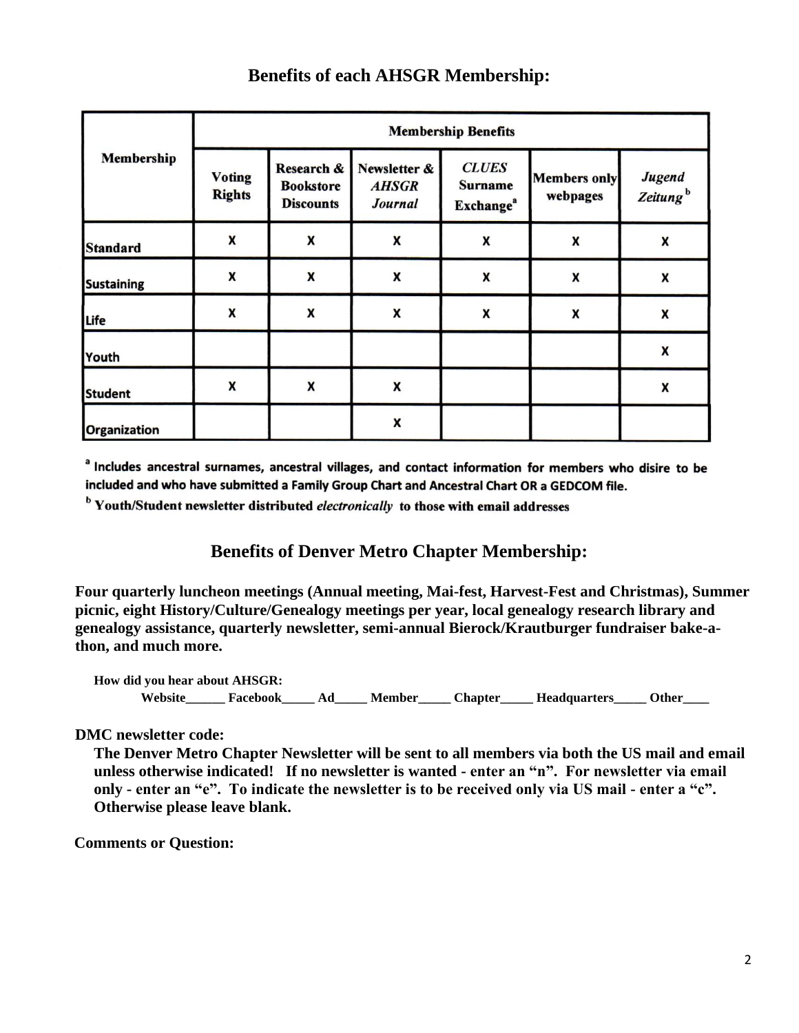## Benefits of each AHSGR Membership:

| Membership | Membership Benefits | | | | | |
|---|---|---|---|---|---|---|
| | Voting Rights | Research & Bookstore Discounts | Newsletter & *AHSGR Journal* | *CLUES* Surname Exchange[a] | Members only webpages | *Jugend Zeitung*[b] |
| Standard | X | X | X | X | X | X |
| Sustaining | X | X | X | X | X | X |
| Life | X | X | X | X | X | X |
| Youth | | | | | | X |
| Student | X | X | X | | | X |
| Organization | | | X | | | |

[a] Includes ancestral surnames, ancestral villages, and contact information for members who disire to be included and who have submitted a Family Group Chart and Ancestral Chart OR a GEDCOM file.

[b] Youth/Student newsletter distributed *electronically* to those with email addresses

## Benefits of Denver Metro Chapter Membership:

**Four quarterly luncheon meetings (Annual meeting, Mai-fest, Harvest-Fest and Christmas), Summer picnic, eight History/Culture/Genealogy meetings per year, local genealogy research library and genealogy assistance, quarterly newsletter, semi-annual Bierock/Krautburger fundraiser bake-a-thon, and much more.**

**How did you hear about AHSGR:**

**Website______ Facebook_____ Ad_____ Member_____ Chapter_____ Headquarters_____ Other____**

**DMC newsletter code:**

**The Denver Metro Chapter Newsletter will be sent to all members via both the US mail and email unless otherwise indicated! If no newsletter is wanted - enter an "n". For newsletter via email only - enter an "e". To indicate the newsletter is to be received only via US mail - enter a "c". Otherwise please leave blank.**

**Comments or Question:**